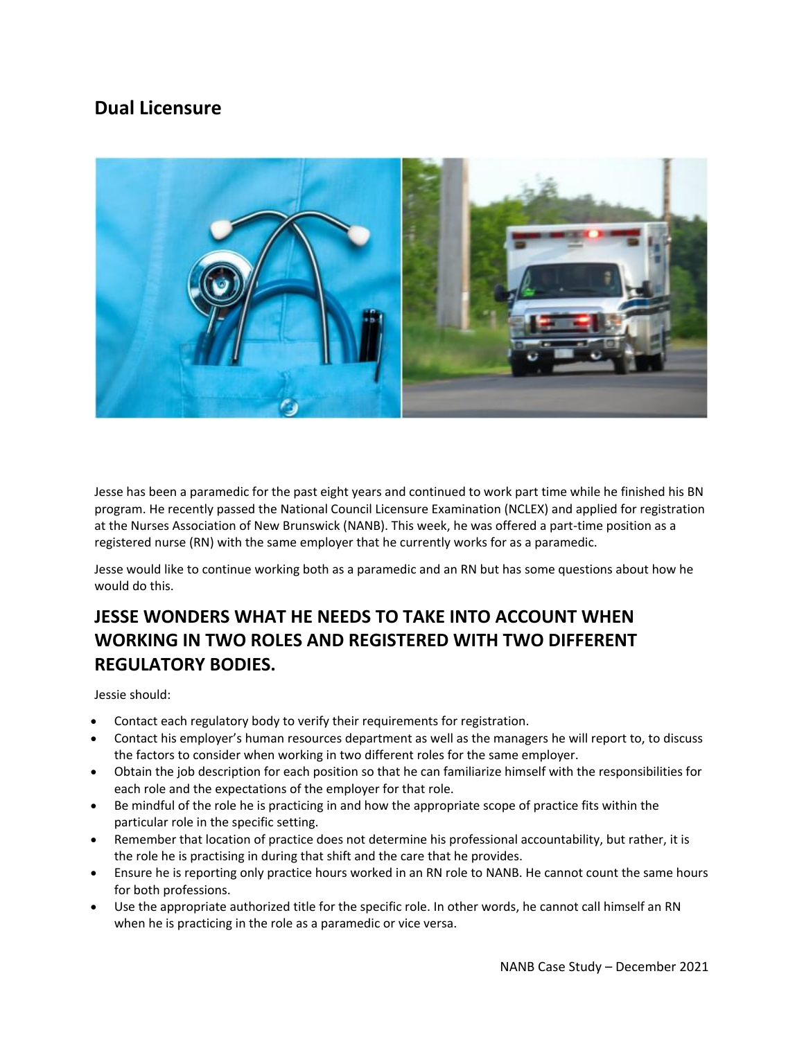# Dual Licensure

Jesse has been a paramedic for the past eight years and continued to work part time while he finished his BN program. He recently passed the National Council Licensure Examination (NCLEX) and applied for registration at the Nurses Association of New Brunswick (NANB). This week, he was offered a part-time position as a registered nurse (RN) with the same employer that he currently works for as a paramedic.

Jesse would like to continue working both as a paramedic and an RN but has some questions about how he would do this.

## JESSE WONDERS WHAT HE NEEDS TO TAKE INTO ACCOUNT WHEN WORKING IN TWO ROLES AND REGISTERED WITH TWO DIFFERENT REGULATORY BODIES.

Jessie should:

- Contact each regulatory body to verify their requirements for registration.
- Contact his employer's human resources department as well as the managers he will report to, to discuss the factors to consider when working in two different roles for the same employer.
- Obtain the job description for each position so that he can familiarize himself with the responsibilities for each role and the expectations of the employer for that role.
- Be mindful of the role he is practicing in and how the appropriate scope of practice fits within the particular role in the specific setting.
- Remember that location of practice does not determine his professional accountability, but rather, it is the role he is practising in during that shift and the care that he provides.
- Ensure he is reporting only practice hours worked in an RN role to NANB. He cannot count the same hours for both professions.
- Use the appropriate authorized title for the specific role. In other words, he cannot call himself an RN when he is practicing in the role as a paramedic or vice versa.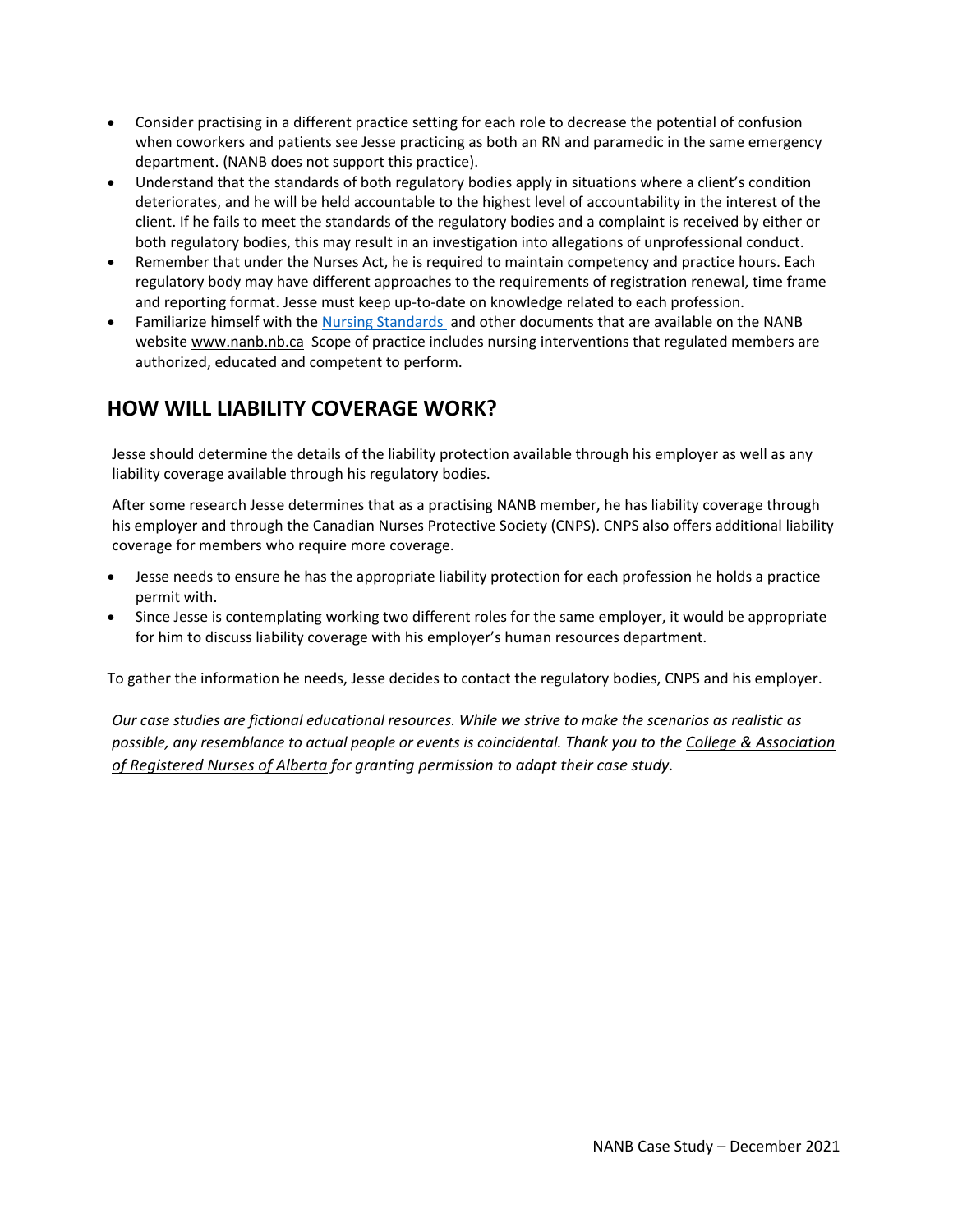- Consider practising in a different practice setting for each role to decrease the potential of confusion when coworkers and patients see Jesse practicing as both an RN and paramedic in the same emergency department. (NANB does not support this practice).
- Understand that the standards of both regulatory bodies apply in situations where a client's condition deteriorates, and he will be held accountable to the highest level of accountability in the interest of the client. If he fails to meet the standards of the regulatory bodies and a complaint is received by either or both regulatory bodies, this may result in an investigation into allegations of unprofessional conduct.
- Remember that under the Nurses Act, he is required to maintain competency and practice hours. Each regulatory body may have different approaches to the requirements of registration renewal, time frame and reporting format. Jesse must keep up-to-date on knowledge related to each profession.
- Familiarize himself with the Nursing Standards and other documents that are available on the NANB website www.nanb.nb.ca Scope of practice includes nursing interventions that regulated members are authorized, educated and competent to perform.

## HOW WILL LIABILITY COVERAGE WORK?

Jesse should determine the details of the liability protection available through his employer as well as any liability coverage available through his regulatory bodies.

After some research Jesse determines that as a practising NANB member, he has liability coverage through his employer and through the Canadian Nurses Protective Society (CNPS). CNPS also offers additional liability coverage for members who require more coverage.

- Jesse needs to ensure he has the appropriate liability protection for each profession he holds a practice permit with.
- Since Jesse is contemplating working two different roles for the same employer, it would be appropriate for him to discuss liability coverage with his employer's human resources department.

To gather the information he needs, Jesse decides to contact the regulatory bodies, CNPS and his employer.

*Our case studies are fictional educational resources. While we strive to make the scenarios as realistic as possible, any resemblance to actual people or events is coincidental. Thank you to the College & Association of Registered Nurses of Alberta for granting permission to adapt their case study.*

NANB Case Study – December 2021